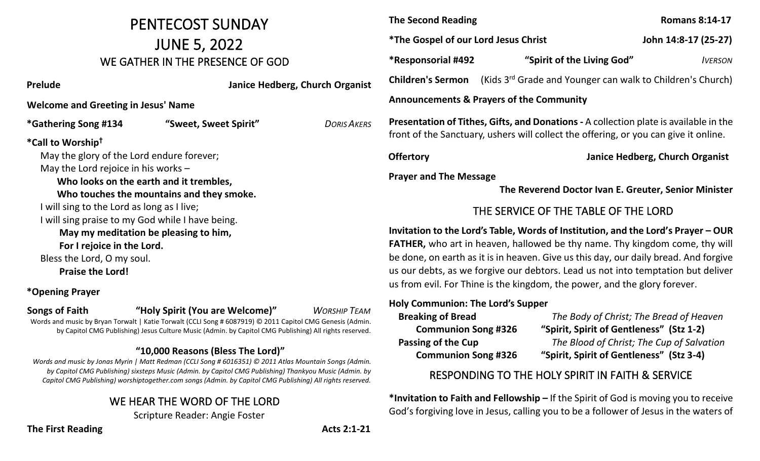# PENTECOST SUNDAY

# JUNE 5, 2022

## WE GATHER IN THE PRESENCE OF GOD

**Prelude** **Janice Hedberg, Church Organist**

**Welcome and Greeting in Jesus' Name**

**\*Gathering Song #134** **"Sweet, Sweet Spirit"** *DORIS AKERS*

**\*Call to Worship†**

May the glory of the Lord endure forever;
May the Lord rejoice in his works –
**Who looks on the earth and it trembles,**
**Who touches the mountains and they smoke.**
I will sing to the Lord as long as I live;
I will sing praise to my God while I have being.
**May my meditation be pleasing to him,**
**For I rejoice in the Lord.**
Bless the Lord, O my soul.
**Praise the Lord!**

**\*Opening Prayer**

**Songs of Faith** **"Holy Spirit (You are Welcome)"** *WORSHIP TEAM*

Words and music by Bryan Torwalt | Katie Torwalt (CCLI Song # 6087919) © 2011 Capitol CMG Genesis (Admin. by Capitol CMG Publishing) Jesus Culture Music (Admin. by Capitol CMG Publishing) All rights reserved.

**"10,000 Reasons (Bless The Lord)"**

*Words and music by Jonas Myrin | Matt Redman (CCLI Song # 6016351) © 2011 Atlas Mountain Songs (Admin. by Capitol CMG Publishing) sixsteps Music (Admin. by Capitol CMG Publishing) Thankyou Music (Admin. by Capitol CMG Publishing) worshiptogether.com songs (Admin. by Capitol CMG Publishing) All rights reserved.*

## WE HEAR THE WORD OF THE LORD

Scripture Reader: Angie Foster

**The First Reading** **Acts 2:1-21**

**The Second Reading** **Romans 8:14-17**

**\*The Gospel of our Lord Jesus Christ** **John 14:8-17 (25-27)**

**\*Responsorial #492** **"Spirit of the Living God"** *IVERSON*

**Children's Sermon** (Kids 3rd Grade and Younger can walk to Children's Church)

**Announcements & Prayers of the Community**

**Presentation of Tithes, Gifts, and Donations -** A collection plate is available in the front of the Sanctuary, ushers will collect the offering, or you can give it online.

**Offertory** **Janice Hedberg, Church Organist**

**Prayer and The Message**

**The Reverend Doctor Ivan E. Greuter, Senior Minister**

## THE SERVICE OF THE TABLE OF THE LORD

**Invitation to the Lord's Table, Words of Institution, and the Lord's Prayer – OUR FATHER,** who art in heaven, hallowed be thy name. Thy kingdom come, thy will be done, on earth as it is in heaven. Give us this day, our daily bread. And forgive us our debts, as we forgive our debtors. Lead us not into temptation but deliver us from evil. For Thine is the kingdom, the power, and the glory forever.

**Holy Communion: The Lord's Supper**

**Breaking of Bread** *The Body of Christ; The Bread of Heaven*
**Communion Song #326** **"Spirit, Spirit of Gentleness" (Stz 1-2)**
**Passing of the Cup** *The Blood of Christ; The Cup of Salvation*
**Communion Song #326** **"Spirit, Spirit of Gentleness" (Stz 3-4)**

## RESPONDING TO THE HOLY SPIRIT IN FAITH & SERVICE

**\*Invitation to Faith and Fellowship –** If the Spirit of God is moving you to receive God's forgiving love in Jesus, calling you to be a follower of Jesus in the waters of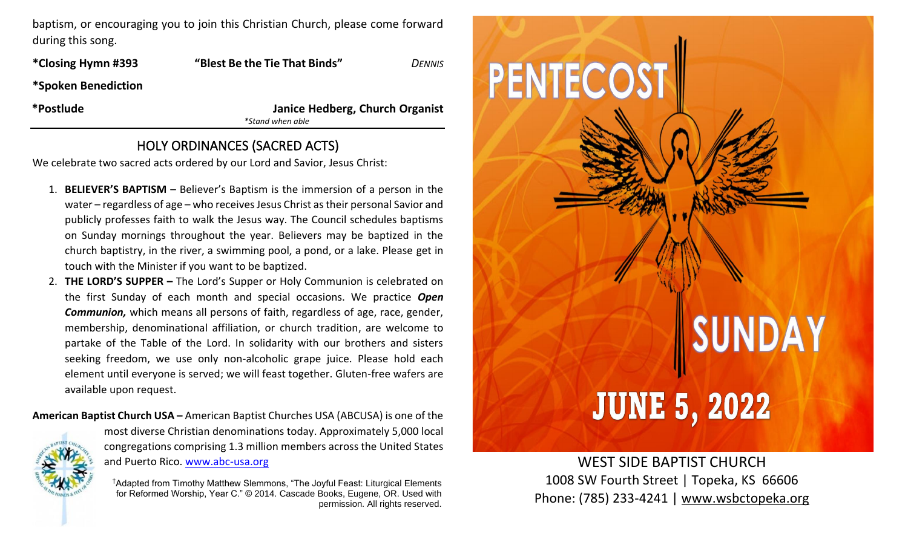baptism, or encouraging you to join this Christian Church, please come forward during this song.

**\*Closing Hymn #393** **"Blest Be the Tie That Binds"** *DENNIS*

**\*Spoken Benediction**

**\*Postlude** **Janice Hedberg, Church Organist**

*\*Stand when able*

## HOLY ORDINANCES (SACRED ACTS)

We celebrate two sacred acts ordered by our Lord and Savior, Jesus Christ:

1. **BELIEVER'S BAPTISM** – Believer's Baptism is the immersion of a person in the water – regardless of age – who receives Jesus Christ as their personal Savior and publicly professes faith to walk the Jesus way. The Council schedules baptisms on Sunday mornings throughout the year. Believers may be baptized in the church baptistry, in the river, a swimming pool, a pond, or a lake. Please get in touch with the Minister if you want to be baptized.
2. **THE LORD'S SUPPER –** The Lord's Supper or Holy Communion is celebrated on the first Sunday of each month and special occasions. We practice ***Open Communion,*** which means all persons of faith, regardless of age, race, gender, membership, denominational affiliation, or church tradition, are welcome to partake of the Table of the Lord. In solidarity with our brothers and sisters seeking freedom, we use only non-alcoholic grape juice. Please hold each element until everyone is served; we will feast together. Gluten-free wafers are available upon request.

**American Baptist Church USA –** American Baptist Churches USA (ABCUSA) is one of the most diverse Christian denominations today. Approximately 5,000 local congregations comprising 1.3 million members across the United States and Puerto Rico. www.abc-usa.org

†Adapted from Timothy Matthew Slemmons, "The Joyful Feast: Liturgical Elements for Reformed Worship, Year C." © 2014. Cascade Books, Eugene, OR. Used with permission. All rights reserved.

# PENTECOST SUNDAY

## JUNE 5, 2022

WEST SIDE BAPTIST CHURCH
1008 SW Fourth Street | Topeka, KS 66606
Phone: (785) 233-4241 | www.wsbctopeka.org